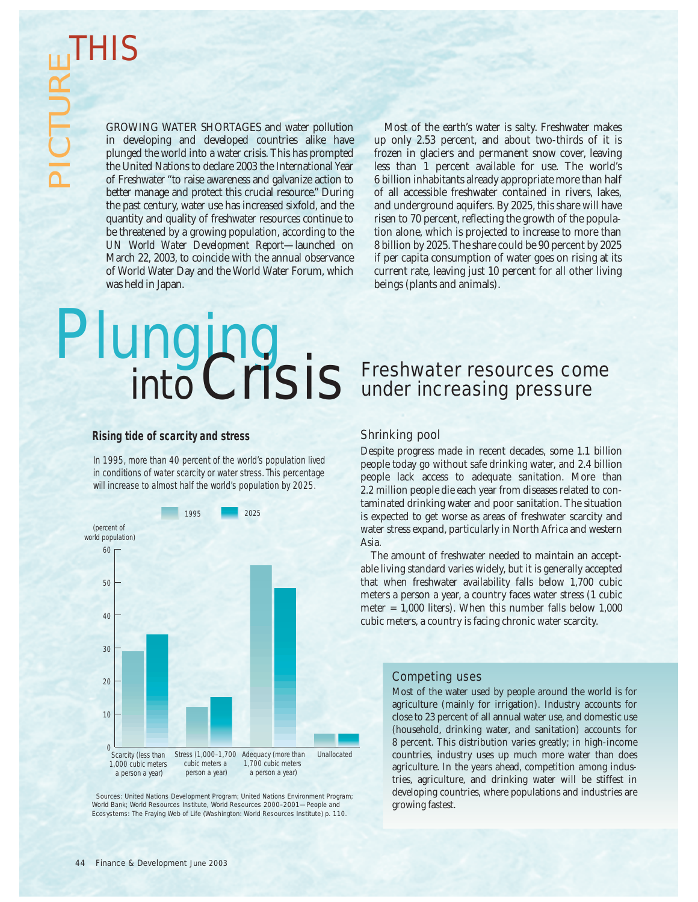# PICTURE THIS

GROWING WATER SHORTAGES and water pollution in developing and developed countries alike have plunged the world into a water crisis. This has prompted the United Nations to declare 2003 the International Year of Freshwater "to raise awareness and galvanize action to better manage and protect this crucial resource." During the past century, water use has increased sixfold, and the quantity and quality of freshwater resources continue to be threatened by a growing population, according to the UN *World Water Development Report*—launched on March 22, 2003, to coincide with the annual observance of World Water Day and the World Water Forum, which was held in Japan.

Most of the earth's water is salty. Freshwater makes up only 2.53 percent, and about two-thirds of it is frozen in glaciers and permanent snow cover, leaving less than 1 percent available for use. The world's 6 billion inhabitants already appropriate more than half of all accessible freshwater contained in rivers, lakes, and underground aquifers. By 2025, this share will have risen to 70 percent, reflecting the growth of the population alone, which is projected to increase to more than 8 billion by 2025. The share could be 90 percent by 2025 if per capita consumption of water goes on rising at its current rate, leaving just 10 percent for all other living beings (plants and animals).

# Plunging into Crisis

## Freshwater resources come under increasing pressure

### Rising tide of scarcity and stress

*In 1995, more than 40 percent of the world's population lived in conditions of water scarcity or water stress. This percentage will increase to almost half the world's population by 2025.*

(percent of world population)

| | 1995 | 2025 |
|---|---|---|
| Scarcity (less than 1,000 cubic meters a person a year) | 29 | 34 |
| Stress (1,000–1,700 cubic meters a person a year) | 12 | 15 |
| Adequacy (more than 1,700 cubic meters a person a year) | 55 | 48 |
| Unallocated | 4 | 4 |

Sources: United Nations Development Program; United Nations Environment Program; World Bank; World Resources Institute, World Resources 2000–2001—People and Ecosystems: The Fraying Web of Life (Washington: World Resources Institute) p. 110.

### Shrinking pool

Despite progress made in recent decades, some 1.1 billion people today go without safe drinking water, and 2.4 billion people lack access to adequate sanitation. More than 2.2 million people die each year from diseases related to contaminated drinking water and poor sanitation. The situation is expected to get worse as areas of freshwater scarcity and water stress expand, particularly in North Africa and western Asia.

The amount of freshwater needed to maintain an acceptable living standard varies widely, but it is generally accepted that when freshwater availability falls below 1,700 cubic meters a person a year, a country faces water stress (1 cubic meter = 1,000 liters). When this number falls below 1,000 cubic meters, a country is facing chronic water scarcity.

### Competing uses

Most of the water used by people around the world is for agriculture (mainly for irrigation). Industry accounts for close to 23 percent of all annual water use, and domestic use (household, drinking water, and sanitation) accounts for 8 percent. This distribution varies greatly; in high-income countries, industry uses up much more water than does agriculture. In the years ahead, competition among industries, agriculture, and drinking water will be stiffest in developing countries, where populations and industries are growing fastest.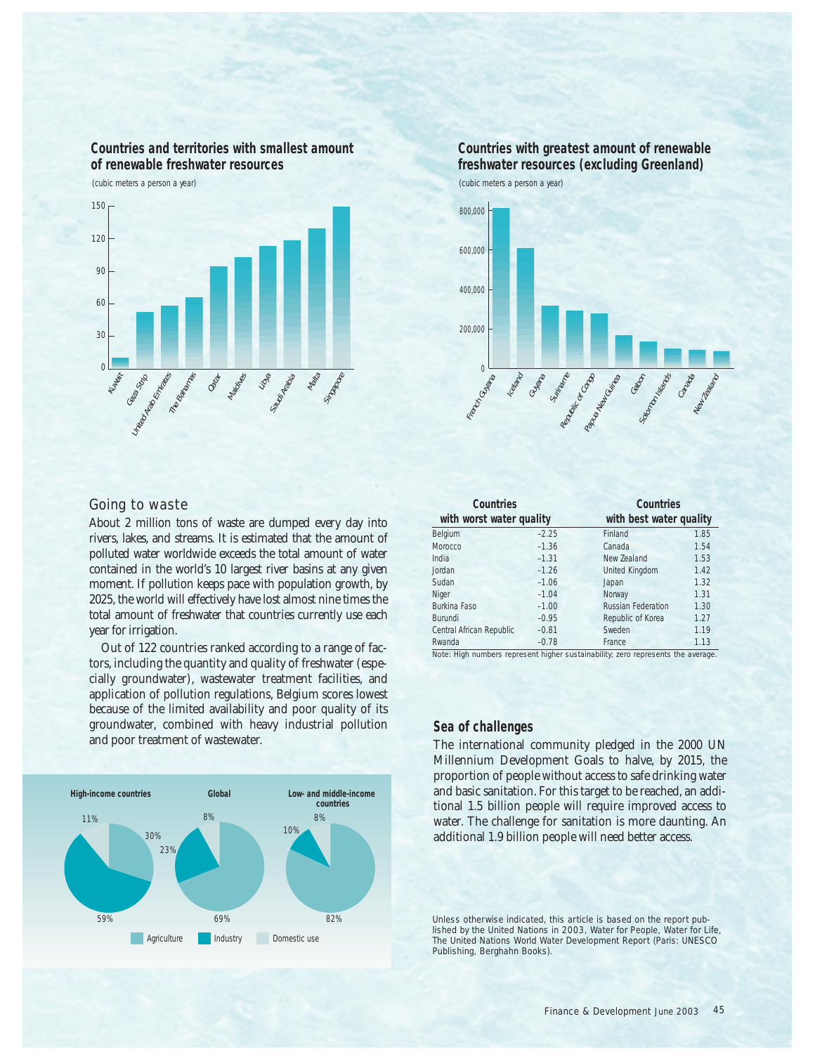**Countries and territories with smallest amount of renewable freshwater resources**

(cubic meters a person a year)

150
120
90
60
30
0

Kuwait
Gaza Strip
United Arab Emirates
The Bahamas
Qatar
Maldives
Libya
Saudi Arabia
Malta
Singapore

**Countries with greatest amount of renewable freshwater resources (excluding Greenland)**

(cubic meters a person a year)

800,000
600,000
400,000
200,000
0

French Guyana
Iceland
Guyana
Suriname
Republic of Congo
Papua New Guinea
Gabon
Solomon Islands
Canada
New Zealand

## Going to waste

About 2 million tons of waste are dumped every day into rivers, lakes, and streams. It is estimated that the amount of polluted water worldwide exceeds the total amount of water contained in the world's 10 largest river basins at any given moment. If pollution keeps pace with population growth, by 2025, the world will effectively have lost almost nine times the total amount of freshwater that countries currently use each year for irrigation.

Out of 122 countries ranked according to a range of factors, including the quantity and quality of freshwater (especially groundwater), wastewater treatment facilities, and application of pollution regulations, Belgium scores lowest because of the limited availability and poor quality of its groundwater, combined with heavy industrial pollution and poor treatment of wastewater.

| Countries with worst water quality | | Countries with best water quality | |
|---|---|---|---|
| Belgium | −2.25 | Finland | 1.85 |
| Morocco | −1.36 | Canada | 1.54 |
| India | −1.31 | New Zealand | 1.53 |
| Jordan | −1.26 | United Kingdom | 1.42 |
| Sudan | −1.06 | Japan | 1.32 |
| Niger | −1.04 | Norway | 1.31 |
| Burkina Faso | −1.00 | Russian Federation | 1.30 |
| Burundi | −0.95 | Republic of Korea | 1.27 |
| Central African Republic | −0.81 | Sweden | 1.19 |
| Rwanda | −0.78 | France | 1.13 |

Note: High numbers represent higher sustainability; zero represents the average.

**High-income countries**

11%
30%
59%

**Global**

8%
23%
69%

**Low- and middle-income countries**

8%
10%
82%

Agriculture
Industry
Domestic use

## Sea of challenges

The international community pledged in the 2000 UN Millennium Development Goals to halve, by 2015, the proportion of people without access to safe drinking water and basic sanitation. For this target to be reached, an additional 1.5 billion people will require improved access to water. The challenge for sanitation is more daunting. An additional 1.9 billion people will need better access.

Unless otherwise indicated, this article is based on the report published by the United Nations in 2003, Water for People, Water for Life, The United Nations World Water Development Report (Paris: UNESCO Publishing, Berghahn Books).